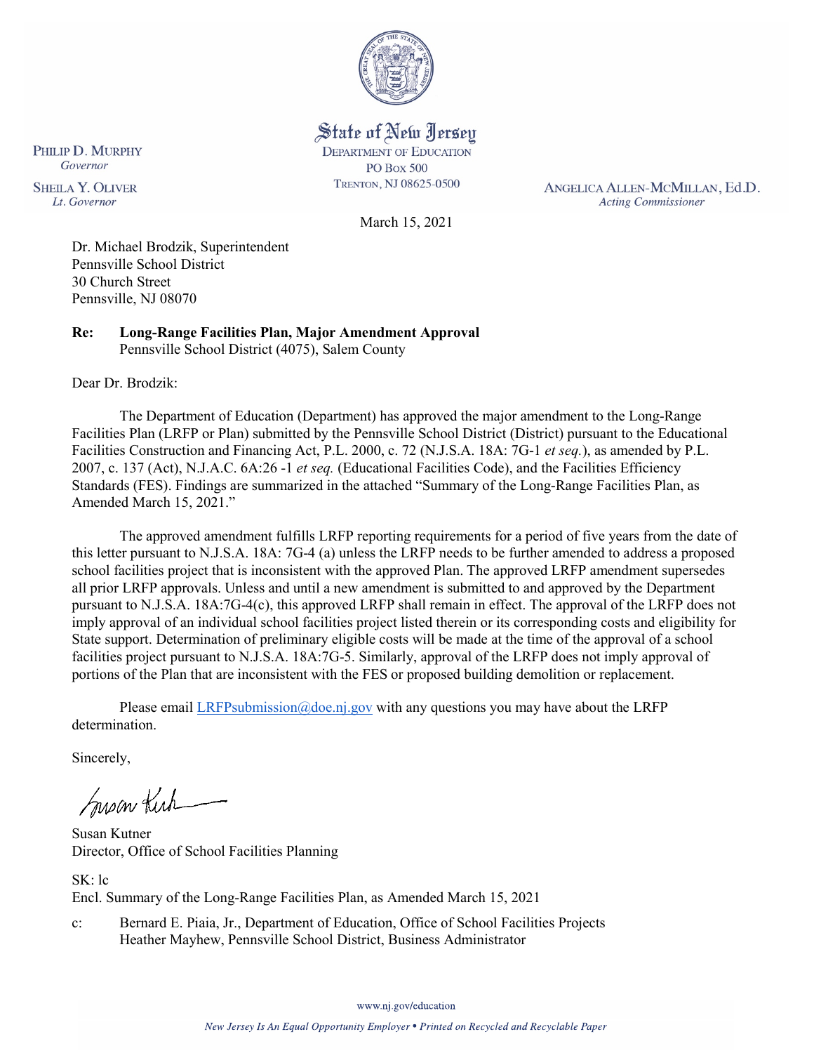State of New Jersey
DEPARTMENT OF EDUCATION
PO BOX 500
TRENTON, NJ 08625-0500

PHILIP D. MURPHY
*Governor*

SHEILA Y. OLIVER
*Lt. Governor*

ANGELICA ALLEN-MCMILLAN, Ed.D.
*Acting Commissioner*

March 15, 2021

Dr. Michael Brodzik, Superintendent
Pennsville School District
30 Church Street
Pennsville, NJ 08070

**Re: Long-Range Facilities Plan, Major Amendment Approval**
Pennsville School District (4075), Salem County

Dear Dr. Brodzik:

The Department of Education (Department) has approved the major amendment to the Long-Range Facilities Plan (LRFP or Plan) submitted by the Pennsville School District (District) pursuant to the Educational Facilities Construction and Financing Act, P.L. 2000, c. 72 (N.J.S.A. 18A: 7G-1 *et seq.*), as amended by P.L. 2007, c. 137 (Act), N.J.A.C. 6A:26 -1 *et seq.* (Educational Facilities Code), and the Facilities Efficiency Standards (FES). Findings are summarized in the attached "Summary of the Long-Range Facilities Plan, as Amended March 15, 2021."

The approved amendment fulfills LRFP reporting requirements for a period of five years from the date of this letter pursuant to N.J.S.A. 18A: 7G-4 (a) unless the LRFP needs to be further amended to address a proposed school facilities project that is inconsistent with the approved Plan. The approved LRFP amendment supersedes all prior LRFP approvals. Unless and until a new amendment is submitted to and approved by the Department pursuant to N.J.S.A. 18A:7G-4(c), this approved LRFP shall remain in effect. The approval of the LRFP does not imply approval of an individual school facilities project listed therein or its corresponding costs and eligibility for State support. Determination of preliminary eligible costs will be made at the time of the approval of a school facilities project pursuant to N.J.S.A. 18A:7G-5. Similarly, approval of the LRFP does not imply approval of portions of the Plan that are inconsistent with the FES or proposed building demolition or replacement.

Please email LRFPsubmission@doe.nj.gov with any questions you may have about the LRFP determination.

Sincerely,

Susan Kutner
Director, Office of School Facilities Planning

SK: lc
Encl. Summary of the Long-Range Facilities Plan, as Amended March 15, 2021

c: Bernard E. Piaia, Jr., Department of Education, Office of School Facilities Projects
Heather Mayhew, Pennsville School District, Business Administrator

www.nj.gov/education

*New Jersey Is An Equal Opportunity Employer • Printed on Recycled and Recyclable Paper*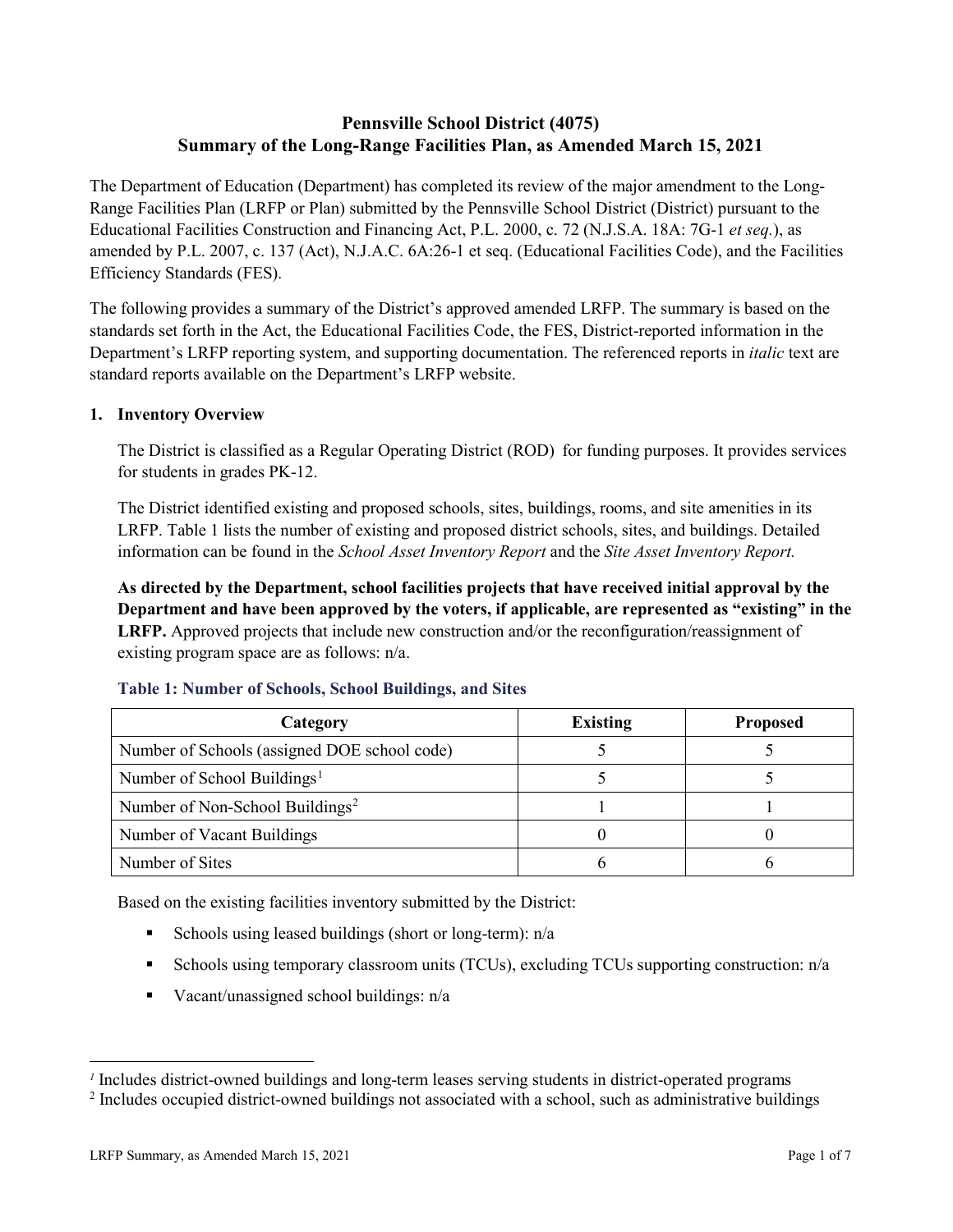# Pennsville School District (4075)
# Summary of the Long-Range Facilities Plan, as Amended March 15, 2021

The Department of Education (Department) has completed its review of the major amendment to the Long-Range Facilities Plan (LRFP or Plan) submitted by the Pennsville School District (District) pursuant to the Educational Facilities Construction and Financing Act, P.L. 2000, c. 72 (N.J.S.A. 18A: 7G-1 *et seq.*), as amended by P.L. 2007, c. 137 (Act), N.J.A.C. 6A:26-1 et seq. (Educational Facilities Code), and the Facilities Efficiency Standards (FES).

The following provides a summary of the District's approved amended LRFP. The summary is based on the standards set forth in the Act, the Educational Facilities Code, the FES, District-reported information in the Department's LRFP reporting system, and supporting documentation. The referenced reports in *italic* text are standard reports available on the Department's LRFP website.

## 1. Inventory Overview

The District is classified as a Regular Operating District (ROD) for funding purposes. It provides services for students in grades PK-12.

The District identified existing and proposed schools, sites, buildings, rooms, and site amenities in its LRFP. Table 1 lists the number of existing and proposed district schools, sites, and buildings. Detailed information can be found in the *School Asset Inventory Report* and the *Site Asset Inventory Report.*

**As directed by the Department, school facilities projects that have received initial approval by the Department and have been approved by the voters, if applicable, are represented as "existing" in the LRFP.** Approved projects that include new construction and/or the reconfiguration/reassignment of existing program space are as follows: n/a.

### Table 1: Number of Schools, School Buildings, and Sites

| Category | Existing | Proposed |
|---|---|---|
| Number of Schools (assigned DOE school code) | 5 | 5 |
| Number of School Buildings[1] | 5 | 5 |
| Number of Non-School Buildings[2] | 1 | 1 |
| Number of Vacant Buildings | 0 | 0 |
| Number of Sites | 6 | 6 |

Based on the existing facilities inventory submitted by the District:

- Schools using leased buildings (short or long-term): n/a
- Schools using temporary classroom units (TCUs), excluding TCUs supporting construction: n/a
- Vacant/unassigned school buildings: n/a

[1] Includes district-owned buildings and long-term leases serving students in district-operated programs

[2] Includes occupied district-owned buildings not associated with a school, such as administrative buildings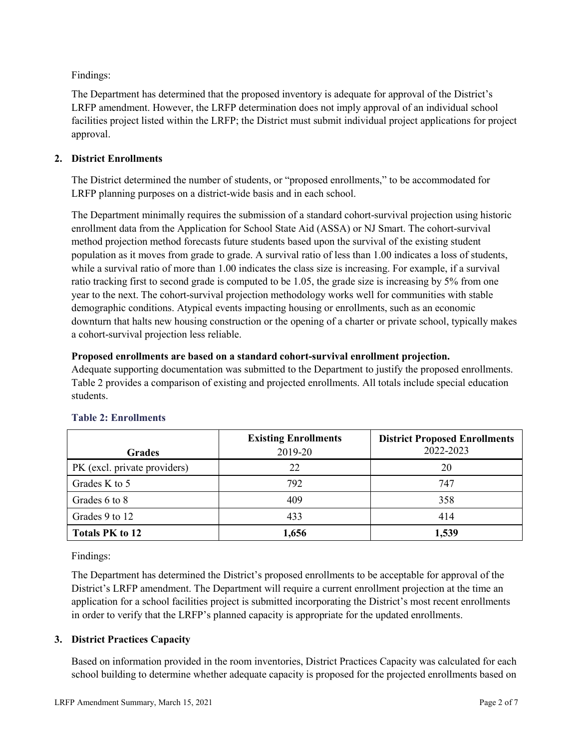Findings:

The Department has determined that the proposed inventory is adequate for approval of the District's LRFP amendment. However, the LRFP determination does not imply approval of an individual school facilities project listed within the LRFP; the District must submit individual project applications for project approval.

## 2. District Enrollments

The District determined the number of students, or "proposed enrollments," to be accommodated for LRFP planning purposes on a district-wide basis and in each school.

The Department minimally requires the submission of a standard cohort-survival projection using historic enrollment data from the Application for School State Aid (ASSA) or NJ Smart. The cohort-survival method projection method forecasts future students based upon the survival of the existing student population as it moves from grade to grade. A survival ratio of less than 1.00 indicates a loss of students, while a survival ratio of more than 1.00 indicates the class size is increasing. For example, if a survival ratio tracking first to second grade is computed to be 1.05, the grade size is increasing by 5% from one year to the next. The cohort-survival projection methodology works well for communities with stable demographic conditions. Atypical events impacting housing or enrollments, such as an economic downturn that halts new housing construction or the opening of a charter or private school, typically makes a cohort-survival projection less reliable.

**Proposed enrollments are based on a standard cohort-survival enrollment projection.**
Adequate supporting documentation was submitted to the Department to justify the proposed enrollments. Table 2 provides a comparison of existing and projected enrollments. All totals include special education students.

### Table 2: Enrollments

| Grades | Existing Enrollments 2019-20 | District Proposed Enrollments 2022-2023 |
|---|---|---|
| PK (excl. private providers) | 22 | 20 |
| Grades K to 5 | 792 | 747 |
| Grades 6 to 8 | 409 | 358 |
| Grades 9 to 12 | 433 | 414 |
| **Totals PK to 12** | **1,656** | **1,539** |

Findings:

The Department has determined the District's proposed enrollments to be acceptable for approval of the District's LRFP amendment. The Department will require a current enrollment projection at the time an application for a school facilities project is submitted incorporating the District's most recent enrollments in order to verify that the LRFP's planned capacity is appropriate for the updated enrollments.

## 3. District Practices Capacity

Based on information provided in the room inventories, District Practices Capacity was calculated for each school building to determine whether adequate capacity is proposed for the projected enrollments based on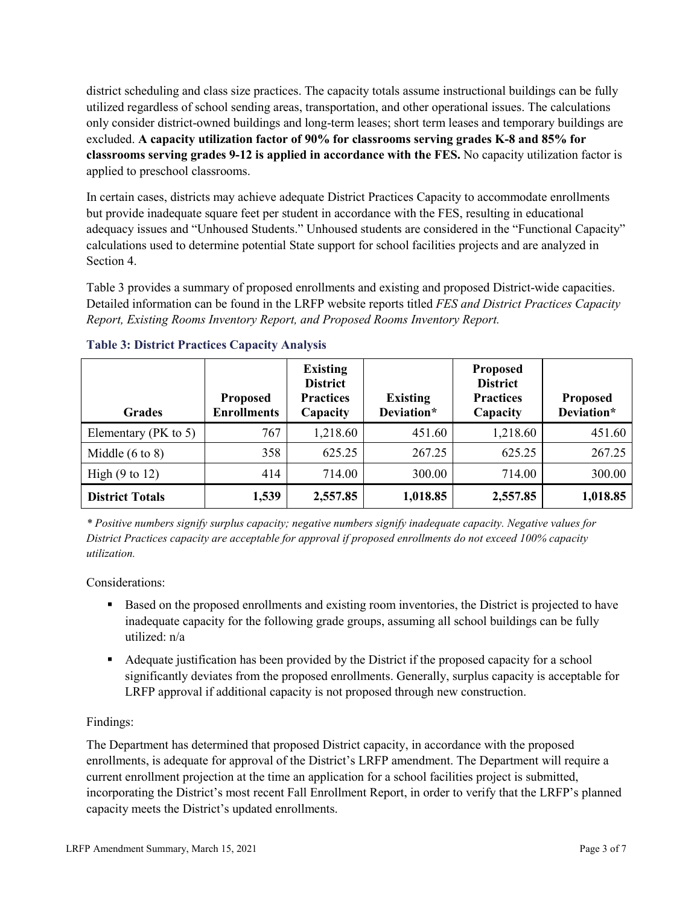district scheduling and class size practices. The capacity totals assume instructional buildings can be fully utilized regardless of school sending areas, transportation, and other operational issues. The calculations only consider district-owned buildings and long-term leases; short term leases and temporary buildings are excluded. **A capacity utilization factor of 90% for classrooms serving grades K-8 and 85% for classrooms serving grades 9-12 is applied in accordance with the FES.** No capacity utilization factor is applied to preschool classrooms.

In certain cases, districts may achieve adequate District Practices Capacity to accommodate enrollments but provide inadequate square feet per student in accordance with the FES, resulting in educational adequacy issues and "Unhoused Students." Unhoused students are considered in the "Functional Capacity" calculations used to determine potential State support for school facilities projects and are analyzed in Section 4.

Table 3 provides a summary of proposed enrollments and existing and proposed District-wide capacities. Detailed information can be found in the LRFP website reports titled *FES and District Practices Capacity Report, Existing Rooms Inventory Report, and Proposed Rooms Inventory Report.*

### Table 3: District Practices Capacity Analysis

| Grades | Proposed Enrollments | Existing District Practices Capacity | Existing Deviation* | Proposed District Practices Capacity | Proposed Deviation* |
|---|---|---|---|---|---|
| Elementary (PK to 5) | 767 | 1,218.60 | 451.60 | 1,218.60 | 451.60 |
| Middle (6 to 8) | 358 | 625.25 | 267.25 | 625.25 | 267.25 |
| High (9 to 12) | 414 | 714.00 | 300.00 | 714.00 | 300.00 |
| **District Totals** | **1,539** | **2,557.85** | **1,018.85** | **2,557.85** | **1,018.85** |

*\* Positive numbers signify surplus capacity; negative numbers signify inadequate capacity. Negative values for District Practices capacity are acceptable for approval if proposed enrollments do not exceed 100% capacity utilization.*

Considerations:

- Based on the proposed enrollments and existing room inventories, the District is projected to have inadequate capacity for the following grade groups, assuming all school buildings can be fully utilized: n/a
- Adequate justification has been provided by the District if the proposed capacity for a school significantly deviates from the proposed enrollments. Generally, surplus capacity is acceptable for LRFP approval if additional capacity is not proposed through new construction.

Findings:

The Department has determined that proposed District capacity, in accordance with the proposed enrollments, is adequate for approval of the District's LRFP amendment. The Department will require a current enrollment projection at the time an application for a school facilities project is submitted, incorporating the District's most recent Fall Enrollment Report, in order to verify that the LRFP's planned capacity meets the District's updated enrollments.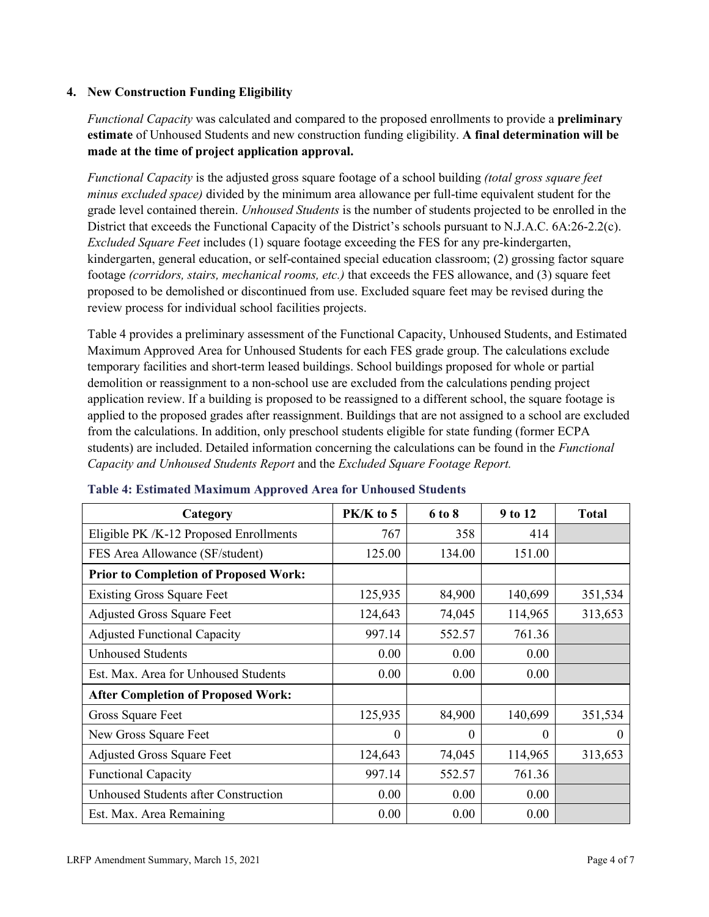## 4. New Construction Funding Eligibility

*Functional Capacity* was calculated and compared to the proposed enrollments to provide a **preliminary estimate** of Unhoused Students and new construction funding eligibility. **A final determination will be made at the time of project application approval.**

*Functional Capacity* is the adjusted gross square footage of a school building *(total gross square feet minus excluded space)* divided by the minimum area allowance per full-time equivalent student for the grade level contained therein. *Unhoused Students* is the number of students projected to be enrolled in the District that exceeds the Functional Capacity of the District's schools pursuant to N.J.A.C. 6A:26-2.2(c). *Excluded Square Feet* includes (1) square footage exceeding the FES for any pre-kindergarten, kindergarten, general education, or self-contained special education classroom; (2) grossing factor square footage *(corridors, stairs, mechanical rooms, etc.)* that exceeds the FES allowance, and (3) square feet proposed to be demolished or discontinued from use. Excluded square feet may be revised during the review process for individual school facilities projects.

Table 4 provides a preliminary assessment of the Functional Capacity, Unhoused Students, and Estimated Maximum Approved Area for Unhoused Students for each FES grade group. The calculations exclude temporary facilities and short-term leased buildings. School buildings proposed for whole or partial demolition or reassignment to a non-school use are excluded from the calculations pending project application review. If a building is proposed to be reassigned to a different school, the square footage is applied to the proposed grades after reassignment. Buildings that are not assigned to a school are excluded from the calculations. In addition, only preschool students eligible for state funding (former ECPA students) are included. Detailed information concerning the calculations can be found in the *Functional Capacity and Unhoused Students Report* and the *Excluded Square Footage Report.*

**Table 4: Estimated Maximum Approved Area for Unhoused Students**

| Category | PK/K to 5 | 6 to 8 | 9 to 12 | Total |
|---|---|---|---|---|
| Eligible PK /K-12 Proposed Enrollments | 767 | 358 | 414 | |
| FES Area Allowance (SF/student) | 125.00 | 134.00 | 151.00 | |
| **Prior to Completion of Proposed Work:** | | | | |
| Existing Gross Square Feet | 125,935 | 84,900 | 140,699 | 351,534 |
| Adjusted Gross Square Feet | 124,643 | 74,045 | 114,965 | 313,653 |
| Adjusted Functional Capacity | 997.14 | 552.57 | 761.36 | |
| Unhoused Students | 0.00 | 0.00 | 0.00 | |
| Est. Max. Area for Unhoused Students | 0.00 | 0.00 | 0.00 | |
| **After Completion of Proposed Work:** | | | | |
| Gross Square Feet | 125,935 | 84,900 | 140,699 | 351,534 |
| New Gross Square Feet | 0 | 0 | 0 | 0 |
| Adjusted Gross Square Feet | 124,643 | 74,045 | 114,965 | 313,653 |
| Functional Capacity | 997.14 | 552.57 | 761.36 | |
| Unhoused Students after Construction | 0.00 | 0.00 | 0.00 | |
| Est. Max. Area Remaining | 0.00 | 0.00 | 0.00 | |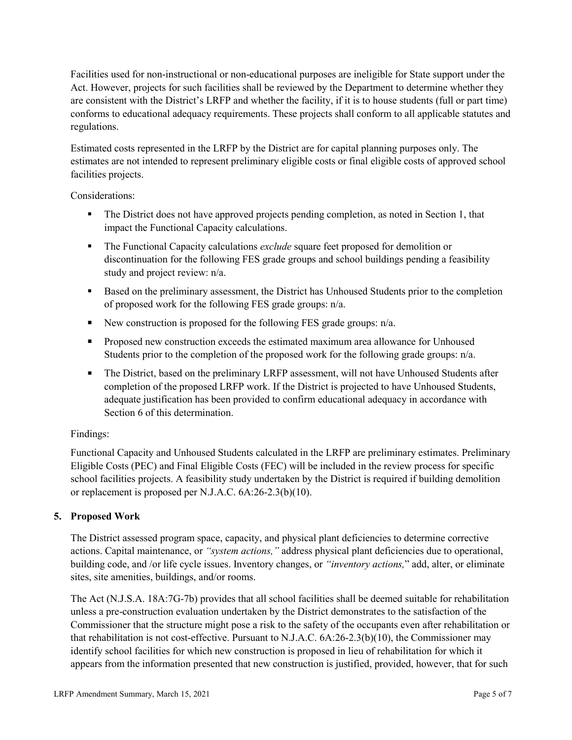Facilities used for non-instructional or non-educational purposes are ineligible for State support under the Act. However, projects for such facilities shall be reviewed by the Department to determine whether they are consistent with the District's LRFP and whether the facility, if it is to house students (full or part time) conforms to educational adequacy requirements. These projects shall conform to all applicable statutes and regulations.

Estimated costs represented in the LRFP by the District are for capital planning purposes only. The estimates are not intended to represent preliminary eligible costs or final eligible costs of approved school facilities projects.

Considerations:

- The District does not have approved projects pending completion, as noted in Section 1, that impact the Functional Capacity calculations.
- The Functional Capacity calculations *exclude* square feet proposed for demolition or discontinuation for the following FES grade groups and school buildings pending a feasibility study and project review: n/a.
- Based on the preliminary assessment, the District has Unhoused Students prior to the completion of proposed work for the following FES grade groups: n/a.
- New construction is proposed for the following FES grade groups: n/a.
- Proposed new construction exceeds the estimated maximum area allowance for Unhoused Students prior to the completion of the proposed work for the following grade groups: n/a.
- The District, based on the preliminary LRFP assessment, will not have Unhoused Students after completion of the proposed LRFP work. If the District is projected to have Unhoused Students, adequate justification has been provided to confirm educational adequacy in accordance with Section 6 of this determination.

Findings:

Functional Capacity and Unhoused Students calculated in the LRFP are preliminary estimates. Preliminary Eligible Costs (PEC) and Final Eligible Costs (FEC) will be included in the review process for specific school facilities projects. A feasibility study undertaken by the District is required if building demolition or replacement is proposed per N.J.A.C. 6A:26-2.3(b)(10).

## 5. Proposed Work

The District assessed program space, capacity, and physical plant deficiencies to determine corrective actions. Capital maintenance, or *"system actions,"* address physical plant deficiencies due to operational, building code, and /or life cycle issues. Inventory changes, or *"inventory actions,"* add, alter, or eliminate sites, site amenities, buildings, and/or rooms.

The Act (N.J.S.A. 18A:7G-7b) provides that all school facilities shall be deemed suitable for rehabilitation unless a pre-construction evaluation undertaken by the District demonstrates to the satisfaction of the Commissioner that the structure might pose a risk to the safety of the occupants even after rehabilitation or that rehabilitation is not cost-effective. Pursuant to N.J.A.C. 6A:26-2.3(b)(10), the Commissioner may identify school facilities for which new construction is proposed in lieu of rehabilitation for which it appears from the information presented that new construction is justified, provided, however, that for such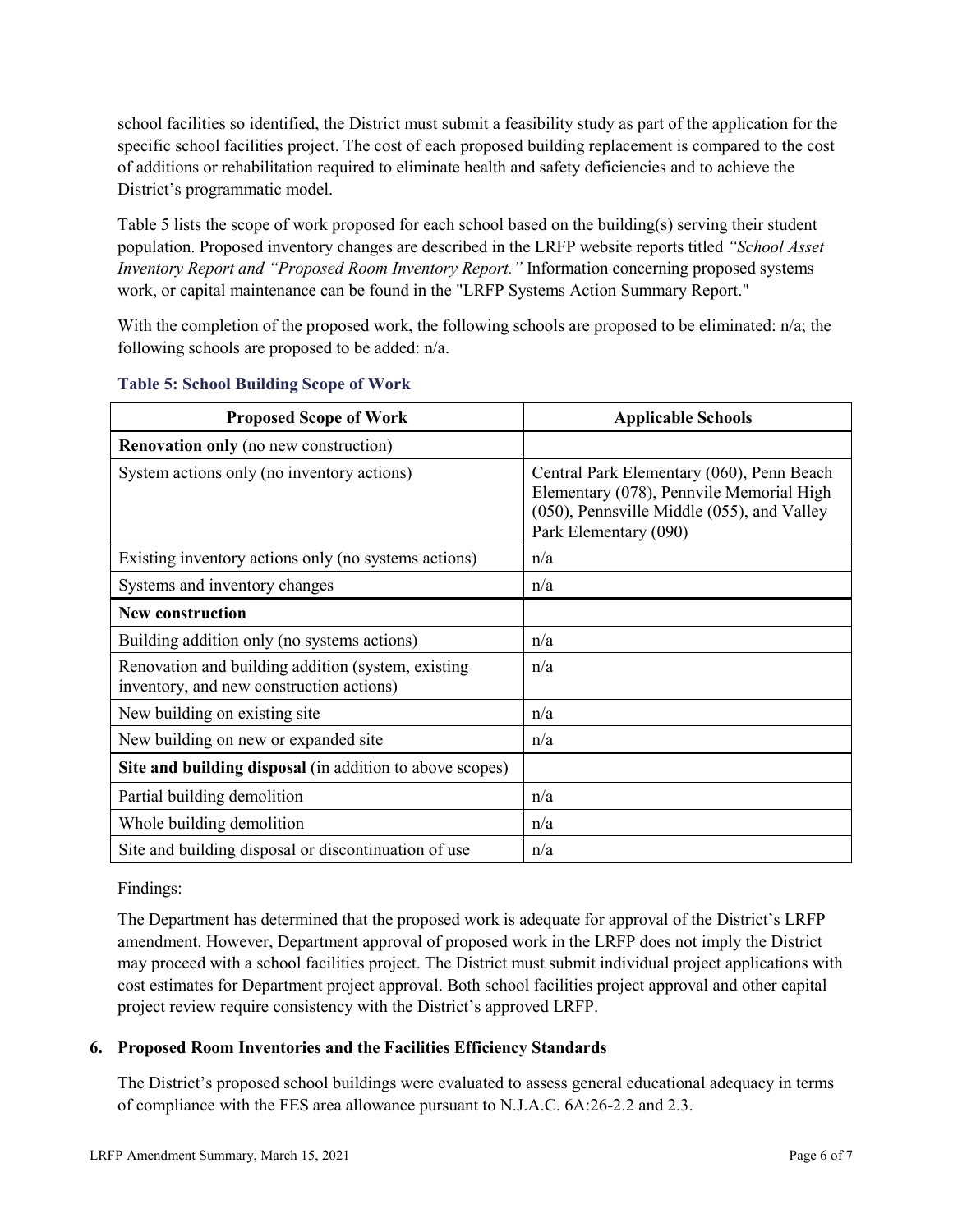school facilities so identified, the District must submit a feasibility study as part of the application for the specific school facilities project. The cost of each proposed building replacement is compared to the cost of additions or rehabilitation required to eliminate health and safety deficiencies and to achieve the District's programmatic model.

Table 5 lists the scope of work proposed for each school based on the building(s) serving their student population. Proposed inventory changes are described in the LRFP website reports titled *"School Asset Inventory Report and "Proposed Room Inventory Report."* Information concerning proposed systems work, or capital maintenance can be found in the "LRFP Systems Action Summary Report."

With the completion of the proposed work, the following schools are proposed to be eliminated: n/a; the following schools are proposed to be added: n/a.

**Table 5: School Building Scope of Work**

| Proposed Scope of Work | Applicable Schools |
|---|---|
| **Renovation only** (no new construction) | |
| System actions only (no inventory actions) | Central Park Elementary (060), Penn Beach Elementary (078), Pennvile Memorial High (050), Pennsville Middle (055), and Valley Park Elementary (090) |
| Existing inventory actions only (no systems actions) | n/a |
| Systems and inventory changes | n/a |
| **New construction** | |
| Building addition only (no systems actions) | n/a |
| Renovation and building addition (system, existing inventory, and new construction actions) | n/a |
| New building on existing site | n/a |
| New building on new or expanded site | n/a |
| **Site and building disposal** (in addition to above scopes) | |
| Partial building demolition | n/a |
| Whole building demolition | n/a |
| Site and building disposal or discontinuation of use | n/a |

Findings:

The Department has determined that the proposed work is adequate for approval of the District's LRFP amendment. However, Department approval of proposed work in the LRFP does not imply the District may proceed with a school facilities project. The District must submit individual project applications with cost estimates for Department project approval. Both school facilities project approval and other capital project review require consistency with the District's approved LRFP.

## 6. Proposed Room Inventories and the Facilities Efficiency Standards

The District's proposed school buildings were evaluated to assess general educational adequacy in terms of compliance with the FES area allowance pursuant to N.J.A.C. 6A:26-2.2 and 2.3.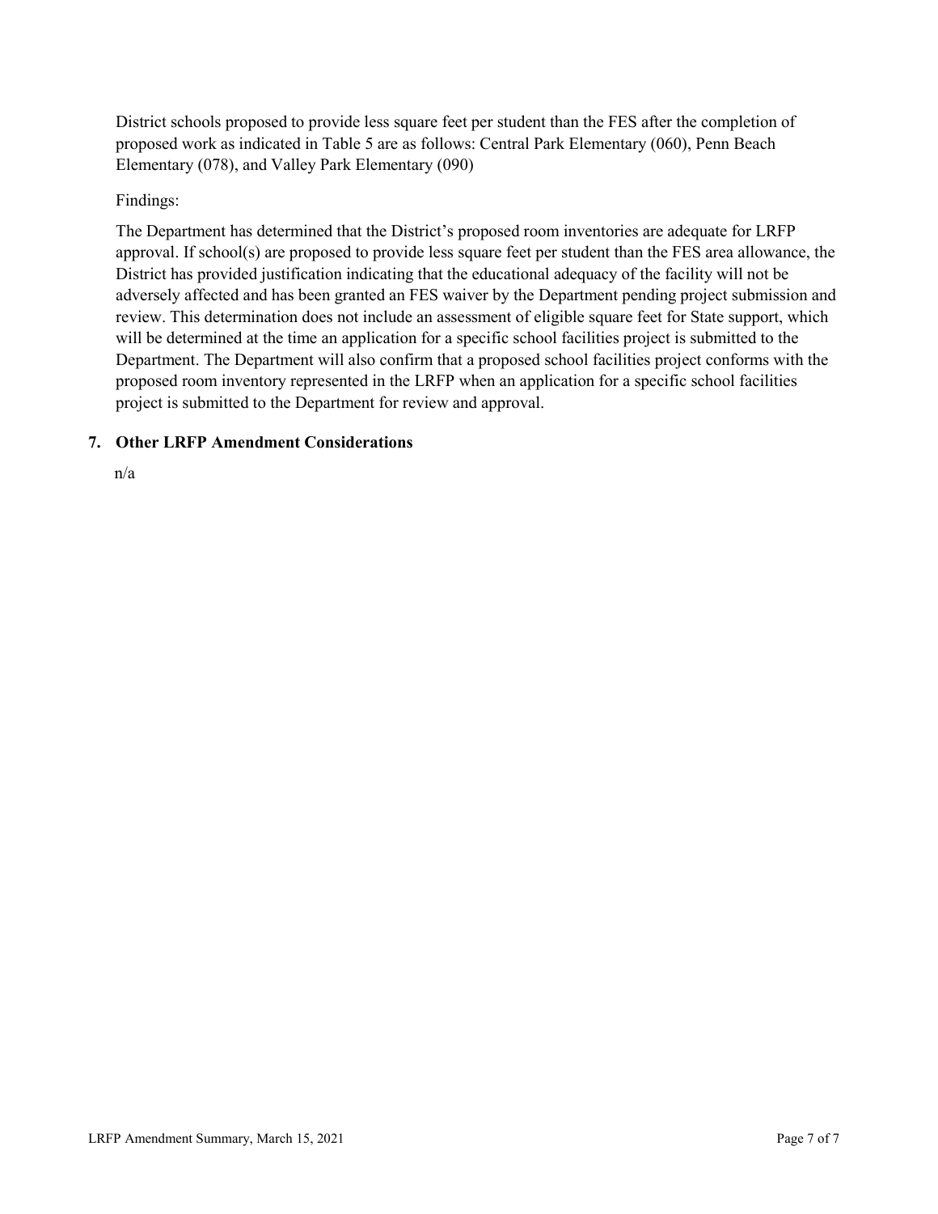District schools proposed to provide less square feet per student than the FES after the completion of proposed work as indicated in Table 5 are as follows: Central Park Elementary (060), Penn Beach Elementary (078), and Valley Park Elementary (090)

Findings:

The Department has determined that the District's proposed room inventories are adequate for LRFP approval. If school(s) are proposed to provide less square feet per student than the FES area allowance, the District has provided justification indicating that the educational adequacy of the facility will not be adversely affected and has been granted an FES waiver by the Department pending project submission and review. This determination does not include an assessment of eligible square feet for State support, which will be determined at the time an application for a specific school facilities project is submitted to the Department. The Department will also confirm that a proposed school facilities project conforms with the proposed room inventory represented in the LRFP when an application for a specific school facilities project is submitted to the Department for review and approval.

## 7. Other LRFP Amendment Considerations

n/a